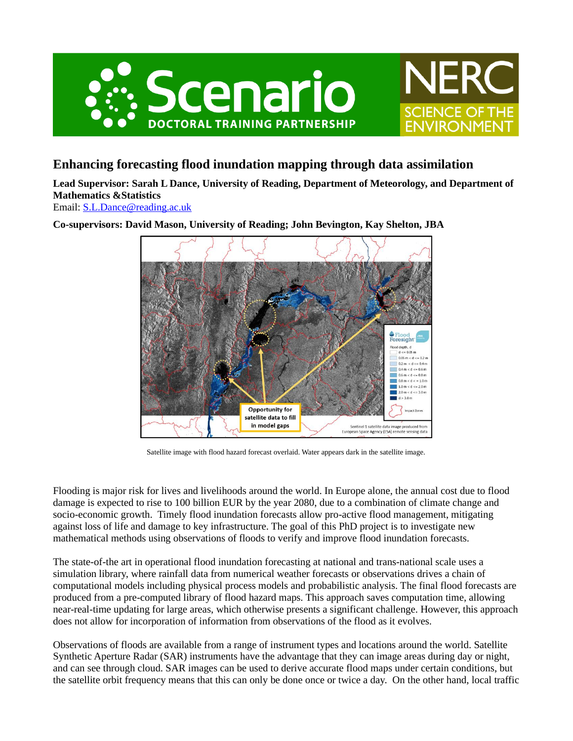# Enhancing forecasting flood inundation mapping through data assimilation

**Lead Supervisor: Sarah L Dance, University of Reading, Department of Meteorology, and Department of Mathematics &Statistics**

Email: S.L.Dance@reading.ac.uk

**Co-supervisors: David Mason, University of Reading; John Bevington, Kay Shelton, JBA**

Satellite image with flood hazard forecast overlaid. Water appears dark in the satellite image.

Flooding is major risk for lives and livelihoods around the world. In Europe alone, the annual cost due to flood damage is expected to rise to 100 billion EUR by the year 2080, due to a combination of climate change and socio-economic growth. Timely flood inundation forecasts allow pro-active flood management, mitigating against loss of life and damage to key infrastructure. The goal of this PhD project is to investigate new mathematical methods using observations of floods to verify and improve flood inundation forecasts.

The state-of-the art in operational flood inundation forecasting at national and trans-national scale uses a simulation library, where rainfall data from numerical weather forecasts or observations drives a chain of computational models including physical process models and probabilistic analysis. The final flood forecasts are produced from a pre-computed library of flood hazard maps. This approach saves computation time, allowing near-real-time updating for large areas, which otherwise presents a significant challenge. However, this approach does not allow for incorporation of information from observations of the flood as it evolves.

Observations of floods are available from a range of instrument types and locations around the world. Satellite Synthetic Aperture Radar (SAR) instruments have the advantage that they can image areas during day or night, and can see through cloud. SAR images can be used to derive accurate flood maps under certain conditions, but the satellite orbit frequency means that this can only be done once or twice a day. On the other hand, local traffic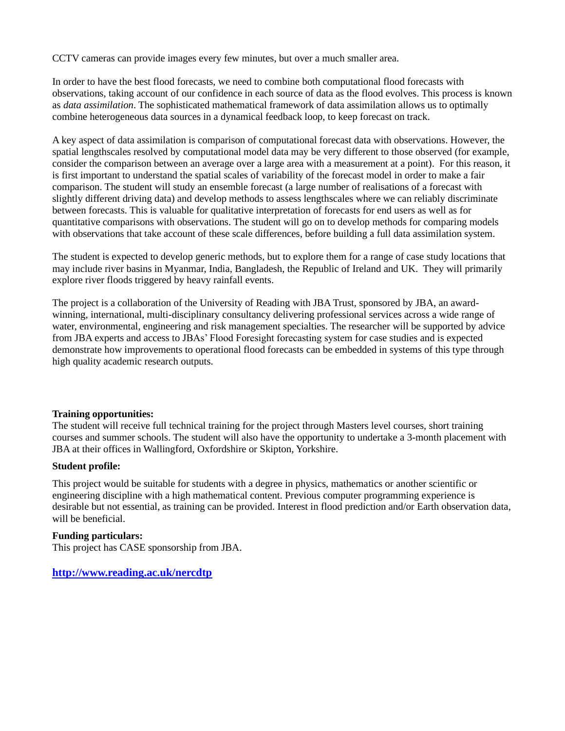CCTV cameras can provide images every few minutes, but over a much smaller area.

In order to have the best flood forecasts, we need to combine both computational flood forecasts with observations, taking account of our confidence in each source of data as the flood evolves. This process is known as *data assimilation*. The sophisticated mathematical framework of data assimilation allows us to optimally combine heterogeneous data sources in a dynamical feedback loop, to keep forecast on track.

A key aspect of data assimilation is comparison of computational forecast data with observations. However, the spatial lengthscales resolved by computational model data may be very different to those observed (for example, consider the comparison between an average over a large area with a measurement at a point). For this reason, it is first important to understand the spatial scales of variability of the forecast model in order to make a fair comparison. The student will study an ensemble forecast (a large number of realisations of a forecast with slightly different driving data) and develop methods to assess lengthscales where we can reliably discriminate between forecasts. This is valuable for qualitative interpretation of forecasts for end users as well as for quantitative comparisons with observations. The student will go on to develop methods for comparing models with observations that take account of these scale differences, before building a full data assimilation system.

The student is expected to develop generic methods, but to explore them for a range of case study locations that may include river basins in Myanmar, India, Bangladesh, the Republic of Ireland and UK. They will primarily explore river floods triggered by heavy rainfall events.

The project is a collaboration of the University of Reading with JBA Trust, sponsored by JBA, an award-winning, international, multi-disciplinary consultancy delivering professional services across a wide range of water, environmental, engineering and risk management specialties. The researcher will be supported by advice from JBA experts and access to JBAs' Flood Foresight forecasting system for case studies and is expected demonstrate how improvements to operational flood forecasts can be embedded in systems of this type through high quality academic research outputs.

**Training opportunities:**

The student will receive full technical training for the project through Masters level courses, short training courses and summer schools. The student will also have the opportunity to undertake a 3-month placement with JBA at their offices in Wallingford, Oxfordshire or Skipton, Yorkshire.

**Student profile:**

This project would be suitable for students with a degree in physics, mathematics or another scientific or engineering discipline with a high mathematical content. Previous computer programming experience is desirable but not essential, as training can be provided. Interest in flood prediction and/or Earth observation data, will be beneficial.

**Funding particulars:**

This project has CASE sponsorship from JBA.

**[http://www.reading.ac.uk/nercdtp](http://www.reading.ac.uk/nercdtp)**